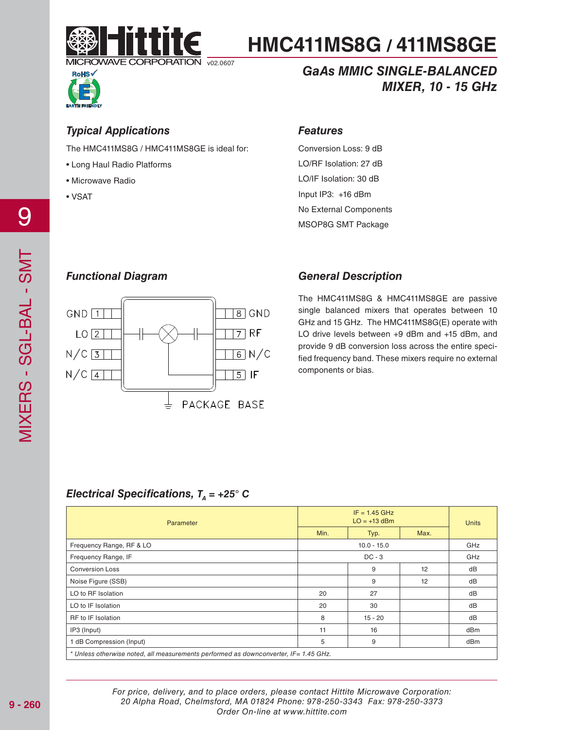# HMC411MS8G / 411MS8GE

v02.0607

## GaAs MMIC SINGLE-BALANCED MIXER, 10 - 15 GHz

### Typical Applications

The HMC411MS8G / HMC411MS8GE is ideal for:

- Long Haul Radio Platforms
- Microwave Radio
- VSAT

### Features

Conversion Loss: 9 dB

LO/RF Isolation: 27 dB

LO/IF Isolation: 30 dB

Input IP3: +16 dBm

No External Components

MSOP8G SMT Package

### Functional Diagram

GND 1 | 8 GND
LO 2 | 7 RF
N/C 3 | 6 N/C
N/C 4 | 5 IF
PACKAGE BASE

### General Description

The HMC411MS8G & HMC411MS8GE are passive single balanced mixers that operates between 10 GHz and 15 GHz. The HMC411MS8G(E) operate with LO drive levels between +9 dBm and +15 dBm, and provide 9 dB conversion loss across the entire specified frequency band. These mixers require no external components or bias.

### Electrical Specifications, $T_A$ = +25° C

| Parameter | IF = 1.45 GHz LO = +13 dBm | | | Units |
|---|---|---|---|---|
| | Min. | Typ. | Max. | |
| Frequency Range, RF & LO | | 10.0 - 15.0 | | GHz |
| Frequency Range, IF | | DC - 3 | | GHz |
| Conversion Loss | | 9 | 12 | dB |
| Noise Figure (SSB) | | 9 | 12 | dB |
| LO to RF Isolation | 20 | 27 | | dB |
| LO to IF Isolation | 20 | 30 | | dB |
| RF to IF Isolation | 8 | 15 - 20 | | dB |
| IP3 (Input) | 11 | 16 | | dBm |
| 1 dB Compression (Input) | 5 | 9 | | dBm |

*\* Unless otherwise noted, all measurements performed as downconverter, IF= 1.45 GHz.*

*For price, delivery, and to place orders, please contact Hittite Microwave Corporation: 20 Alpha Road, Chelmsford, MA 01824 Phone: 978-250-3343 Fax: 978-250-3373 Order On-line at www.hittite.com*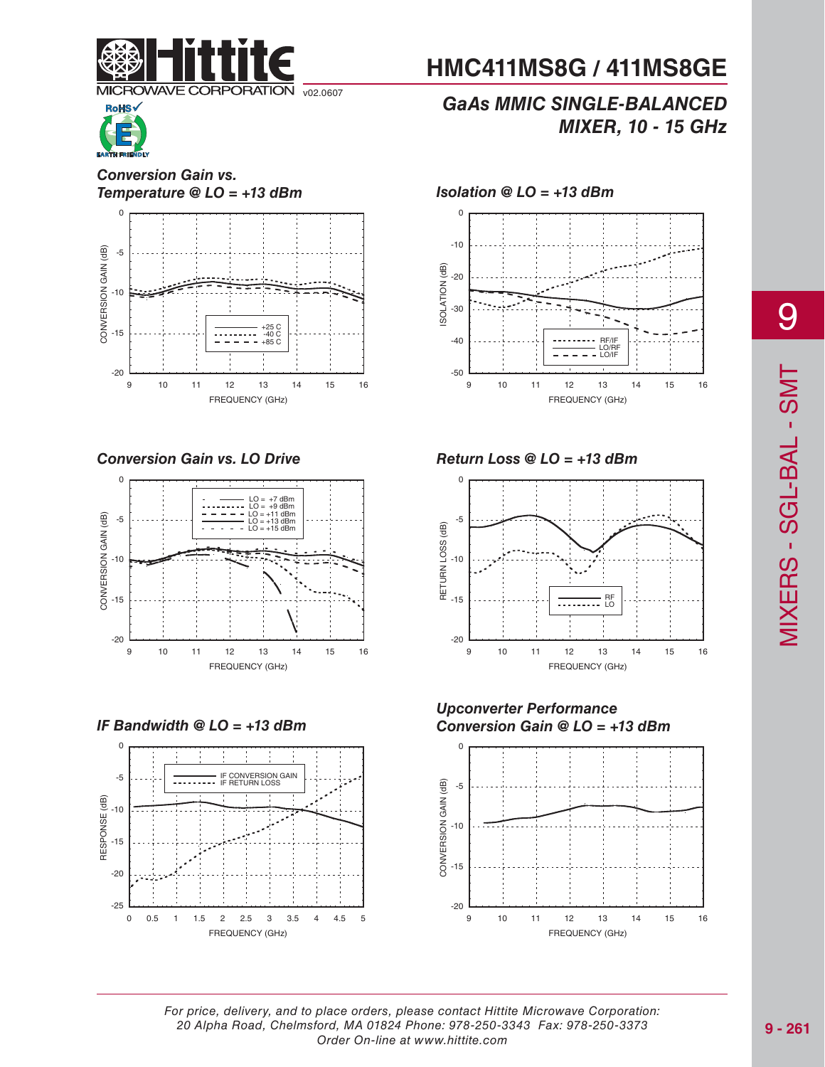### Conversion Gain vs. Temperature @ LO = +13 dBm

### Isolation @ LO = +13 dBm

### Conversion Gain vs. LO Drive

### Return Loss @ LO = +13 dBm

### IF Bandwidth @ LO = +13 dBm

### Upconverter Performance Conversion Gain @ LO = +13 dBm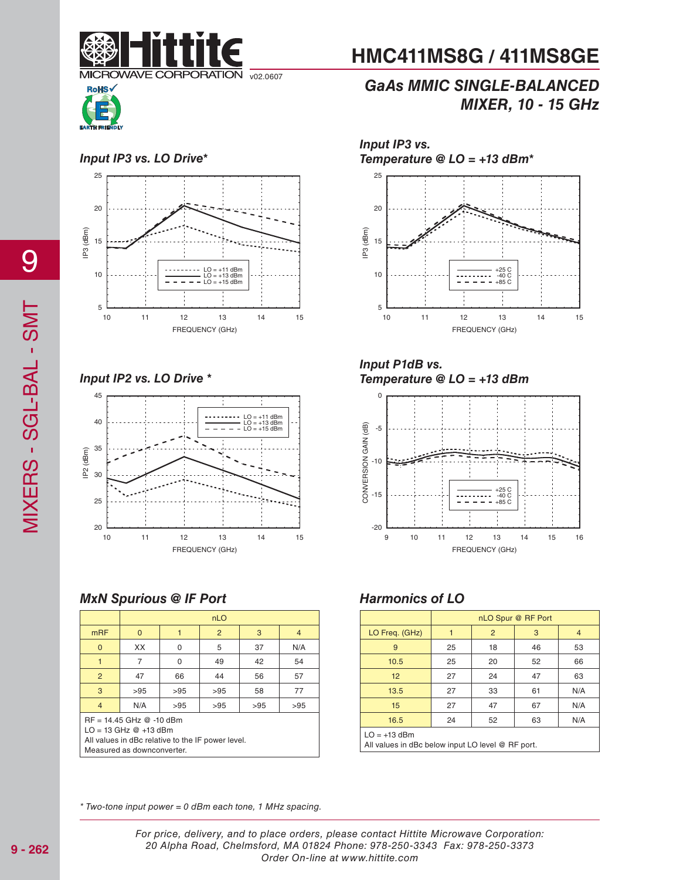# HMC411MS8G / 411MS8GE

## GaAs MMIC SINGLE-BALANCED MIXER, 10 - 15 GHz

### Input IP3 vs. LO Drive*

### Input IP3 vs. Temperature @ LO = +13 dBm*

### Input IP2 vs. LO Drive *

### Input P1dB vs. Temperature @ LO = +13 dBm

### MxN Spurious @ IF Port

| mRF | nLO 0 | 1 | 2 | 3 | 4 |
|---|---|---|---|---|---|
| 0 | XX | 0 | 5 | 37 | N/A |
| 1 | 7 | 0 | 49 | 42 | 54 |
| 2 | 47 | 66 | 44 | 56 | 57 |
| 3 | >95 | >95 | >95 | 58 | 77 |
| 4 | N/A | >95 | >95 | >95 | >95 |

RF = 14.45 GHz @ -10 dBm
LO = 13 GHz @ +13 dBm
All values in dBc relative to the IF power level.
Measured as downconverter.

### Harmonics of LO

| LO Freq. (GHz) | nLO Spur @ RF Port 1 | 2 | 3 | 4 |
|---|---|---|---|---|
| 9 | 25 | 18 | 46 | 53 |
| 10.5 | 25 | 20 | 52 | 66 |
| 12 | 27 | 24 | 47 | 63 |
| 13.5 | 27 | 33 | 61 | N/A |
| 15 | 27 | 47 | 67 | N/A |
| 16.5 | 24 | 52 | 63 | N/A |

LO = +13 dBm
All values in dBc below input LO level @ RF port.

*\* Two-tone input power = 0 dBm each tone, 1 MHz spacing.*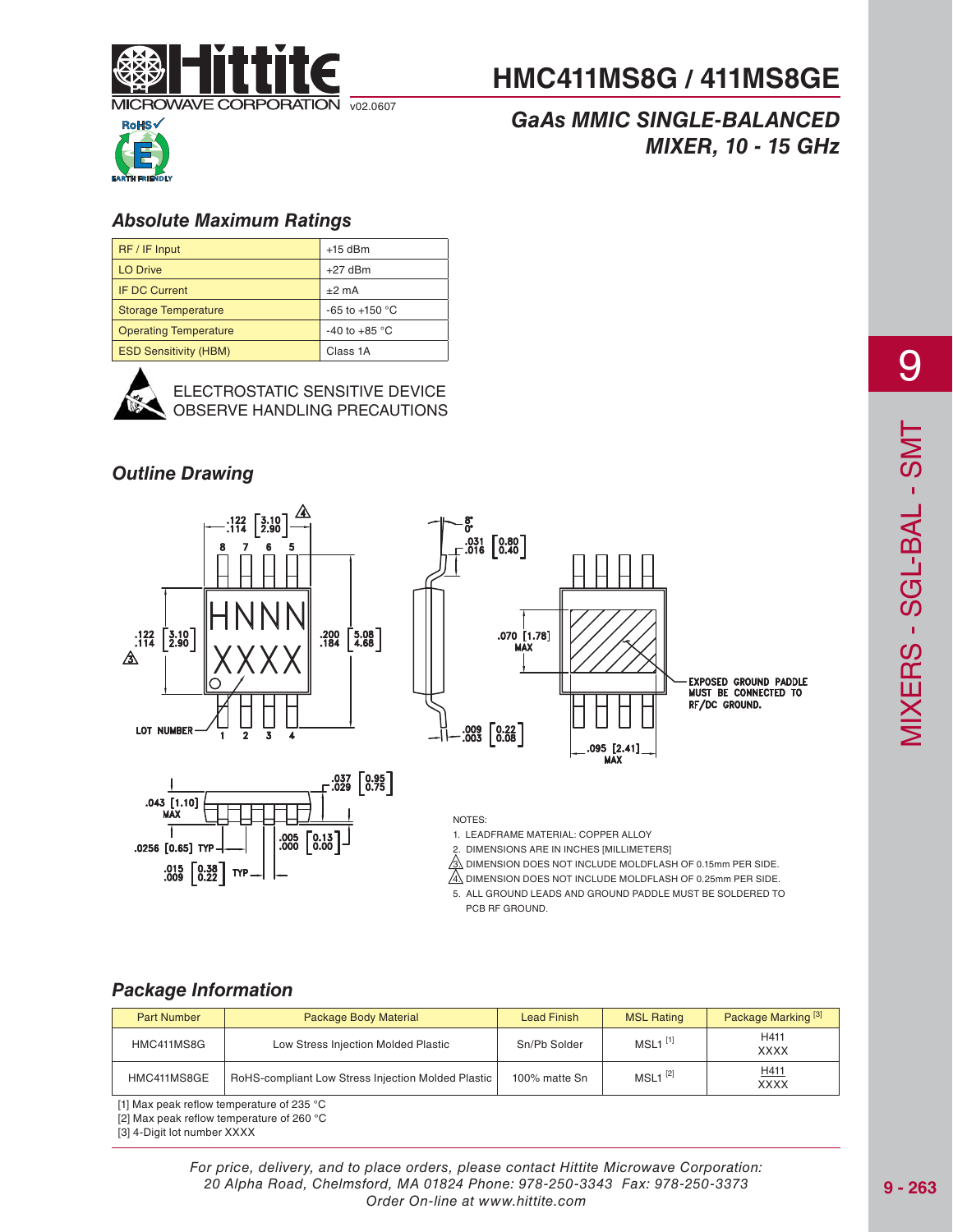# HMC411MS8G / 411MS8GE

v02.0607

## GaAs MMIC SINGLE-BALANCED MIXER, 10 - 15 GHz

### Absolute Maximum Ratings

| | |
|---|---|
| RF / IF Input | +15 dBm |
| LO Drive | +27 dBm |
| IF DC Current | ±2 mA |
| Storage Temperature | -65 to +150 °C |
| Operating Temperature | -40 to +85 °C |
| ESD Sensitivity (HBM) | Class 1A |

ELECTROSTATIC SENSITIVE DEVICE
OBSERVE HANDLING PRECAUTIONS

### Outline Drawing

NOTES:
1. LEADFRAME MATERIAL: COPPER ALLOY
2. DIMENSIONS ARE IN INCHES [MILLIMETERS]
3. DIMENSION DOES NOT INCLUDE MOLDFLASH OF 0.15mm PER SIDE.
4. DIMENSION DOES NOT INCLUDE MOLDFLASH OF 0.25mm PER SIDE.
5. ALL GROUND LEADS AND GROUND PADDLE MUST BE SOLDERED TO PCB RF GROUND.

### Package Information

| Part Number | Package Body Material | Lead Finish | MSL Rating | Package Marking [3] |
|---|---|---|---|---|
| HMC411MS8G | Low Stress Injection Molded Plastic | Sn/Pb Solder | MSL1 [1] | H411 XXXX |
| HMC411MS8GE | RoHS-compliant Low Stress Injection Molded Plastic | 100% matte Sn | MSL1 [2] | H411 XXXX |

[1] Max peak reflow temperature of 235 °C
[2] Max peak reflow temperature of 260 °C
[3] 4-Digit lot number XXXX

*For price, delivery, and to place orders, please contact Hittite Microwave Corporation: 20 Alpha Road, Chelmsford, MA 01824 Phone: 978-250-3343 Fax: 978-250-3373 Order On-line at www.hittite.com*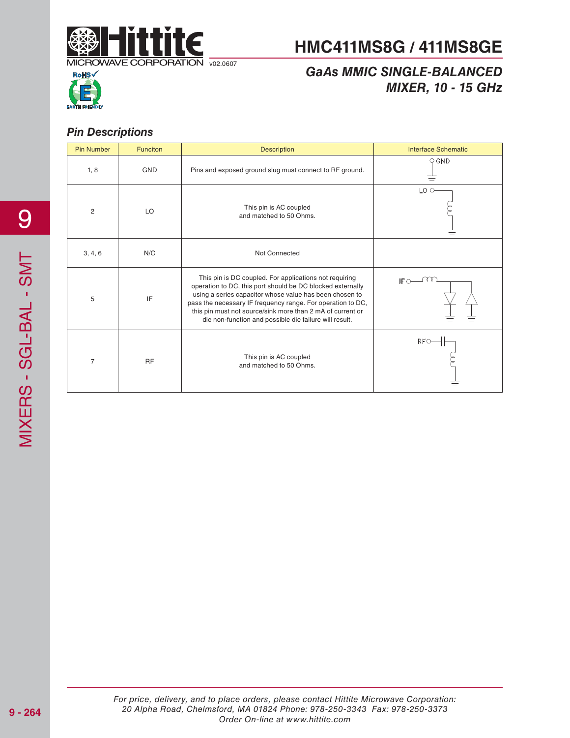# HMC411MS8G / 411MS8GE

v02.0607

## *GaAs MMIC SINGLE-BALANCED MIXER, 10 - 15 GHz*

### *Pin Descriptions*

| Pin Number | Funciton | Description | Interface Schematic |
|---|---|---|---|
| 1, 8 | GND | Pins and exposed ground slug must connect to RF ground. | |
| 2 | LO | This pin is AC coupled and matched to 50 Ohms. | |
| 3, 4, 6 | N/C | Not Connected | |
| 5 | IF | This pin is DC coupled. For applications not requiring operation to DC, this port should be DC blocked externally using a series capacitor whose value has been chosen to pass the necessary IF frequency range. For operation to DC, this pin must not source/sink more than 2 mA of current or die non-function and possible die failure will result. | |
| 7 | RF | This pin is AC coupled and matched to 50 Ohms. | |

*For price, delivery, and to place orders, please contact Hittite Microwave Corporation: 20 Alpha Road, Chelmsford, MA 01824 Phone: 978-250-3343 Fax: 978-250-3373 Order On-line at www.hittite.com*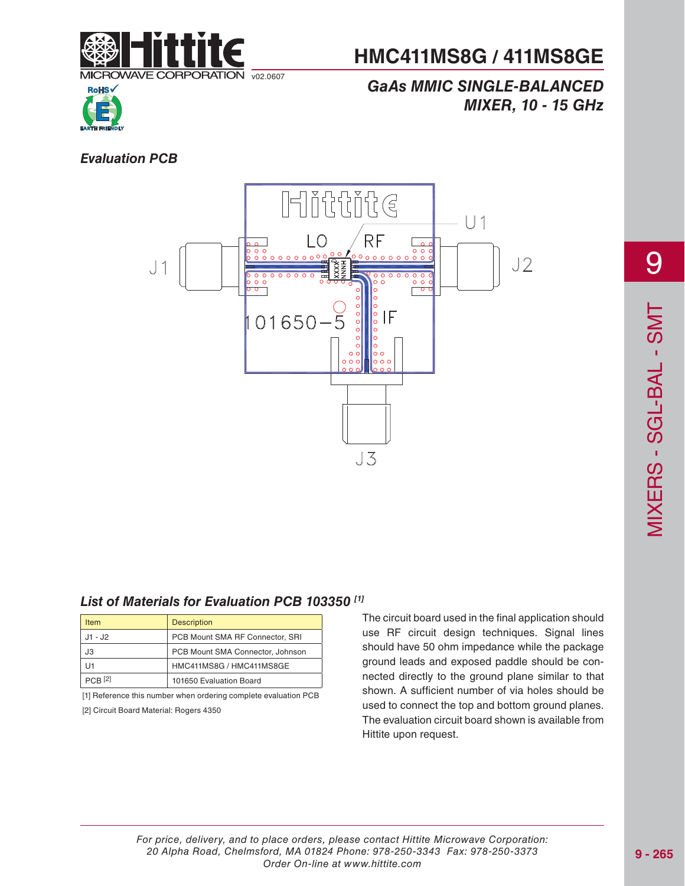# HMC411MS8G / 411MS8GE

## GaAs MMIC SINGLE-BALANCED MIXER, 10 - 15 GHz

### Evaluation PCB

U1

LO

RF

J1

J2

101650-5

IF

J3

### List of Materials for Evaluation PCB 103350 [1]

| Item | Description |
|---|---|
| J1 - J2 | PCB Mount SMA RF Connector, SRI |
| J3 | PCB Mount SMA Connector, Johnson |
| U1 | HMC411MS8G / HMC411MS8GE |
| PCB [2] | 101650 Evaluation Board |

[1] Reference this number when ordering complete evaluation PCB

[2] Circuit Board Material: Rogers 4350

The circuit board used in the final application should use RF circuit design techniques. Signal lines should have 50 ohm impedance while the package ground leads and exposed paddle should be connected directly to the ground plane similar to that shown. A sufficient number of via holes should be used to connect the top and bottom ground planes. The evaluation circuit board shown is available from Hittite upon request.